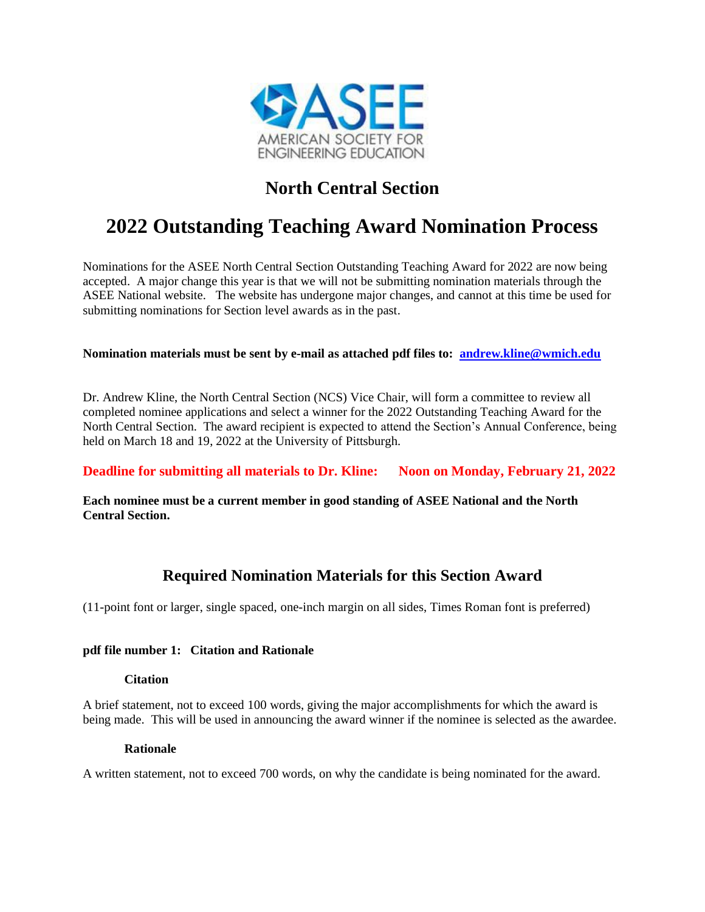ASEE
AMERICAN SOCIETY FOR ENGINEERING EDUCATION

## North Central Section

# 2022 Outstanding Teaching Award Nomination Process

Nominations for the ASEE North Central Section Outstanding Teaching Award for 2022 are now being accepted. A major change this year is that we will not be submitting nomination materials through the ASEE National website. The website has undergone major changes, and cannot at this time be used for submitting nominations for Section level awards as in the past.

**Nomination materials must be sent by e-mail as attached pdf files to: andrew.kline@wmich.edu**

Dr. Andrew Kline, the North Central Section (NCS) Vice Chair, will form a committee to review all completed nominee applications and select a winner for the 2022 Outstanding Teaching Award for the North Central Section. The award recipient is expected to attend the Section's Annual Conference, being held on March 18 and 19, 2022 at the University of Pittsburgh.

**Deadline for submitting all materials to Dr. Kline: Noon on Monday, February 21, 2022**

**Each nominee must be a current member in good standing of ASEE National and the North Central Section.**

## Required Nomination Materials for this Section Award

(11-point font or larger, single spaced, one-inch margin on all sides, Times Roman font is preferred)

**pdf file number 1: Citation and Rationale**

**Citation**

A brief statement, not to exceed 100 words, giving the major accomplishments for which the award is being made. This will be used in announcing the award winner if the nominee is selected as the awardee.

**Rationale**

A written statement, not to exceed 700 words, on why the candidate is being nominated for the award.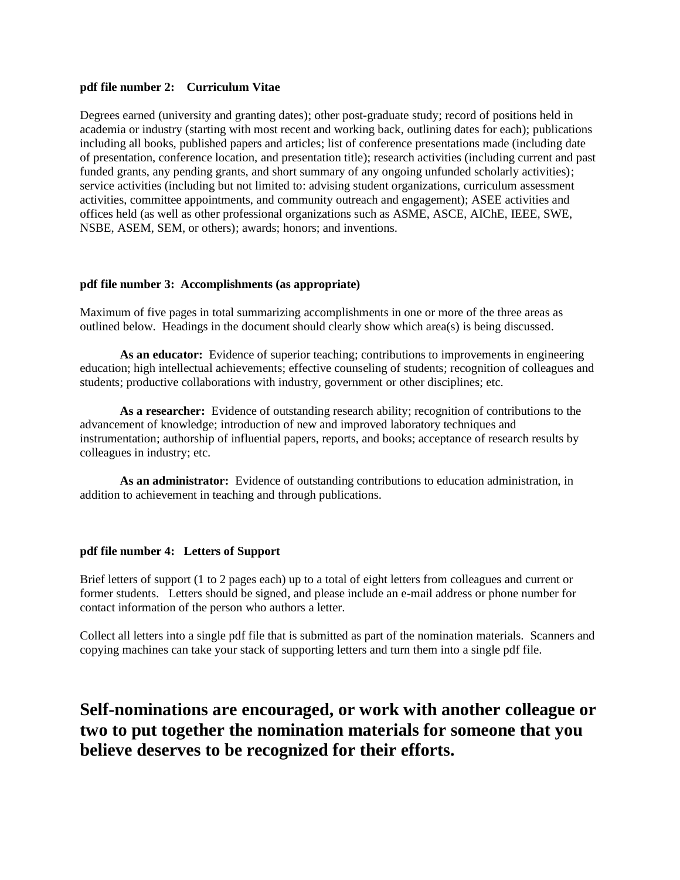**pdf file number 2: Curriculum Vitae**

Degrees earned (university and granting dates); other post-graduate study; record of positions held in academia or industry (starting with most recent and working back, outlining dates for each); publications including all books, published papers and articles; list of conference presentations made (including date of presentation, conference location, and presentation title); research activities (including current and past funded grants, any pending grants, and short summary of any ongoing unfunded scholarly activities); service activities (including but not limited to: advising student organizations, curriculum assessment activities, committee appointments, and community outreach and engagement); ASEE activities and offices held (as well as other professional organizations such as ASME, ASCE, AIChE, IEEE, SWE, NSBE, ASEM, SEM, or others); awards; honors; and inventions.

**pdf file number 3: Accomplishments (as appropriate)**

Maximum of five pages in total summarizing accomplishments in one or more of the three areas as outlined below. Headings in the document should clearly show which area(s) is being discussed.

**As an educator:** Evidence of superior teaching; contributions to improvements in engineering education; high intellectual achievements; effective counseling of students; recognition of colleagues and students; productive collaborations with industry, government or other disciplines; etc.

**As a researcher:** Evidence of outstanding research ability; recognition of contributions to the advancement of knowledge; introduction of new and improved laboratory techniques and instrumentation; authorship of influential papers, reports, and books; acceptance of research results by colleagues in industry; etc.

**As an administrator:** Evidence of outstanding contributions to education administration, in addition to achievement in teaching and through publications.

**pdf file number 4: Letters of Support**

Brief letters of support (1 to 2 pages each) up to a total of eight letters from colleagues and current or former students. Letters should be signed, and please include an e-mail address or phone number for contact information of the person who authors a letter.

Collect all letters into a single pdf file that is submitted as part of the nomination materials. Scanners and copying machines can take your stack of supporting letters and turn them into a single pdf file.

## Self-nominations are encouraged, or work with another colleague or two to put together the nomination materials for someone that you believe deserves to be recognized for their efforts.